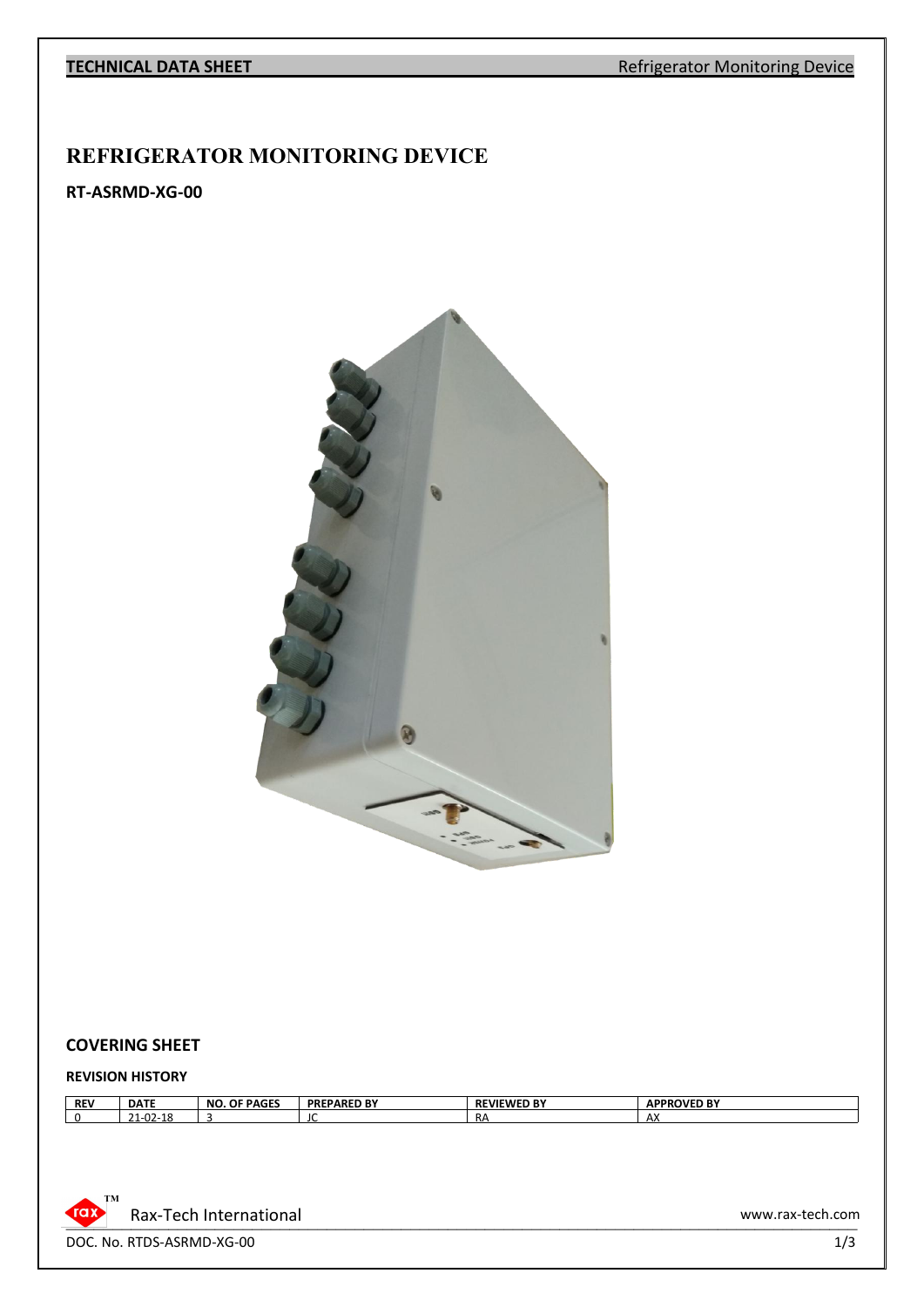# REFRIGERATOR MONITORING DEVICE

**RT-ASRMD-XG-00**

## COVERING SHEET

### REVISION HISTORY

| REV | DATE | NO. OF PAGES | PREPARED BY | REVIEWED BY | APPROVED BY |
|---|---|---|---|---|---|
| 0 | 21-02-18 | 3 | JC | RA | AX |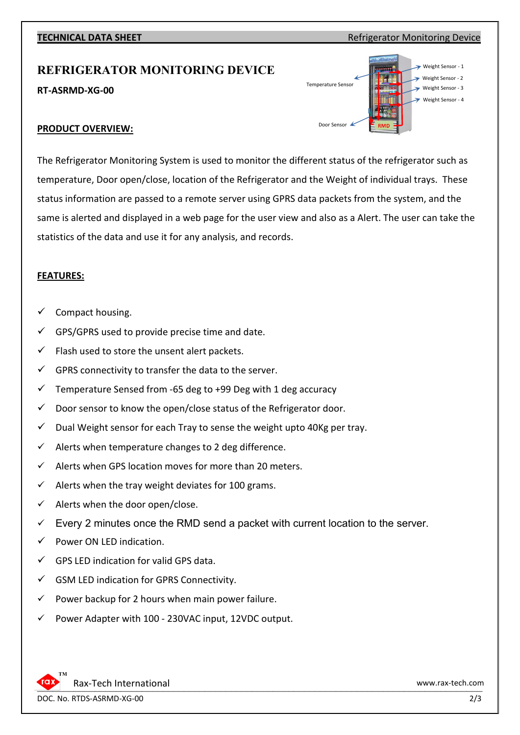# REFRIGERATOR MONITORING DEVICE

**RT-ASRMD-XG-00**

## PRODUCT OVERVIEW:

The Refrigerator Monitoring System is used to monitor the different status of the refrigerator such as temperature, Door open/close, location of the Refrigerator and the Weight of individual trays. These status information are passed to a remote server using GPRS data packets from the system, and the same is alerted and displayed in a web page for the user view and also as a Alert. The user can take the statistics of the data and use it for any analysis, and records.

## FEATURES:

- ✓ Compact housing.
- ✓ GPS/GPRS used to provide precise time and date.
- ✓ Flash used to store the unsent alert packets.
- ✓ GPRS connectivity to transfer the data to the server.
- ✓ Temperature Sensed from -65 deg to +99 Deg with 1 deg accuracy
- ✓ Door sensor to know the open/close status of the Refrigerator door.
- ✓ Dual Weight sensor for each Tray to sense the weight upto 40Kg per tray.
- ✓ Alerts when temperature changes to 2 deg difference.
- ✓ Alerts when GPS location moves for more than 20 meters.
- ✓ Alerts when the tray weight deviates for 100 grams.
- ✓ Alerts when the door open/close.
- ✓ Every 2 minutes once the RMD send a packet with current location to the server.
- ✓ Power ON LED indication.
- ✓ GPS LED indication for valid GPS data.
- ✓ GSM LED indication for GPRS Connectivity.
- ✓ Power backup for 2 hours when main power failure.
- ✓ Power Adapter with 100 - 230VAC input, 12VDC output.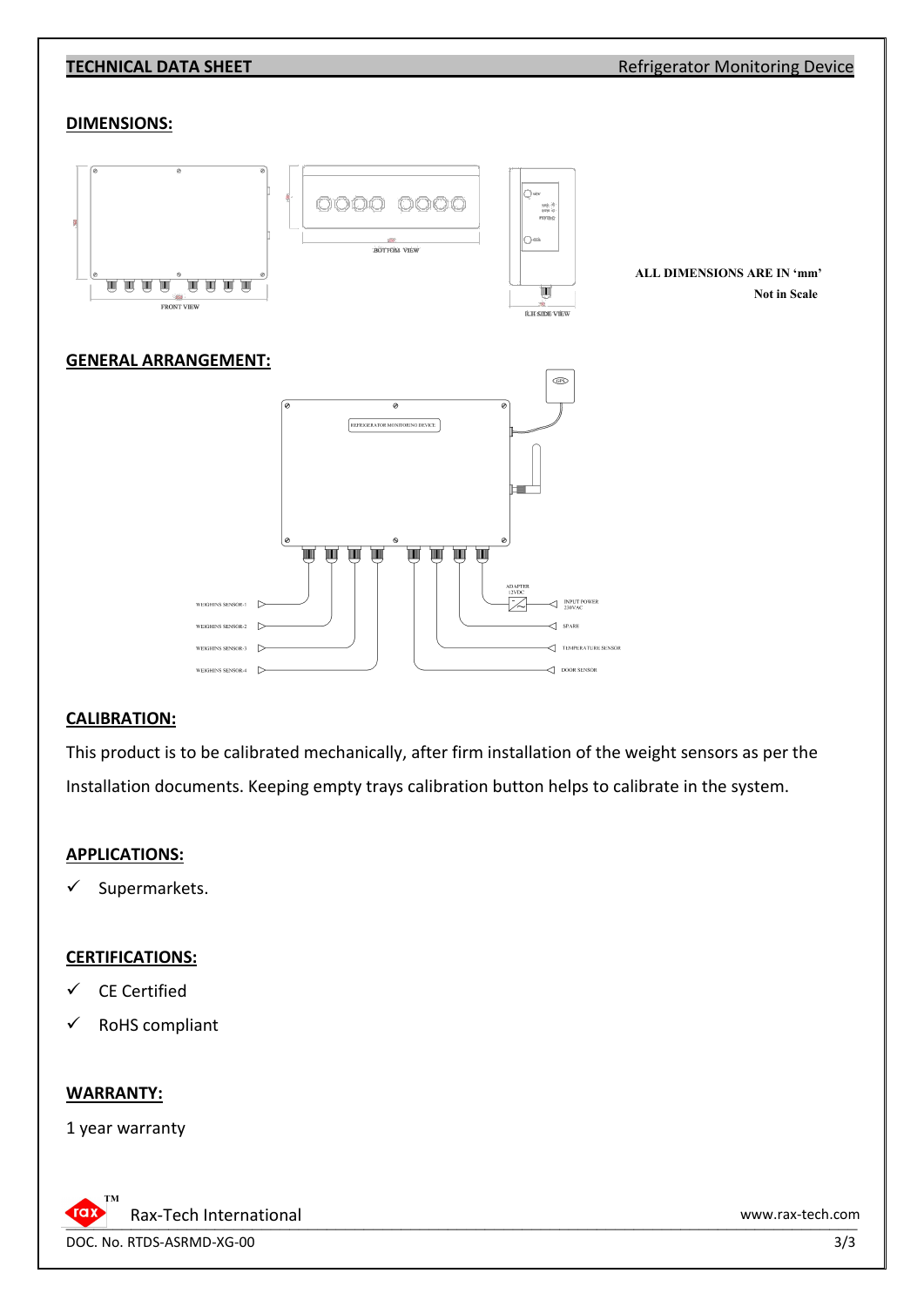## DIMENSIONS:

FRONT VIEW

BOTTOM VIEW

R.H SIDE VIEW

**ALL DIMENSIONS ARE IN 'mm'**

**Not in Scale**

## GENERAL ARRANGEMENT:

GPS

REFRIGERATOR MONITORING DEVICE

WEIGHING SENSOR-1

WEIGHING SENSOR-2

WEIGHING SENSOR-3

WEIGHING SENSOR-4

ADAPTER 12VDC

INPUT POWER 230VAC

SPARE

TEMPERATURE SENSOR

DOOR SENSOR

## CALIBRATION:

This product is to be calibrated mechanically, after firm installation of the weight sensors as per the Installation documents. Keeping empty trays calibration button helps to calibrate in the system.

## APPLICATIONS:

- ✓ Supermarkets.

## CERTIFICATIONS:

- ✓ CE Certified
- ✓ RoHS compliant

## WARRANTY:

1 year warranty

Rax-Tech International

www.rax-tech.com

DOC. No. RTDS-ASRMD-XG-00